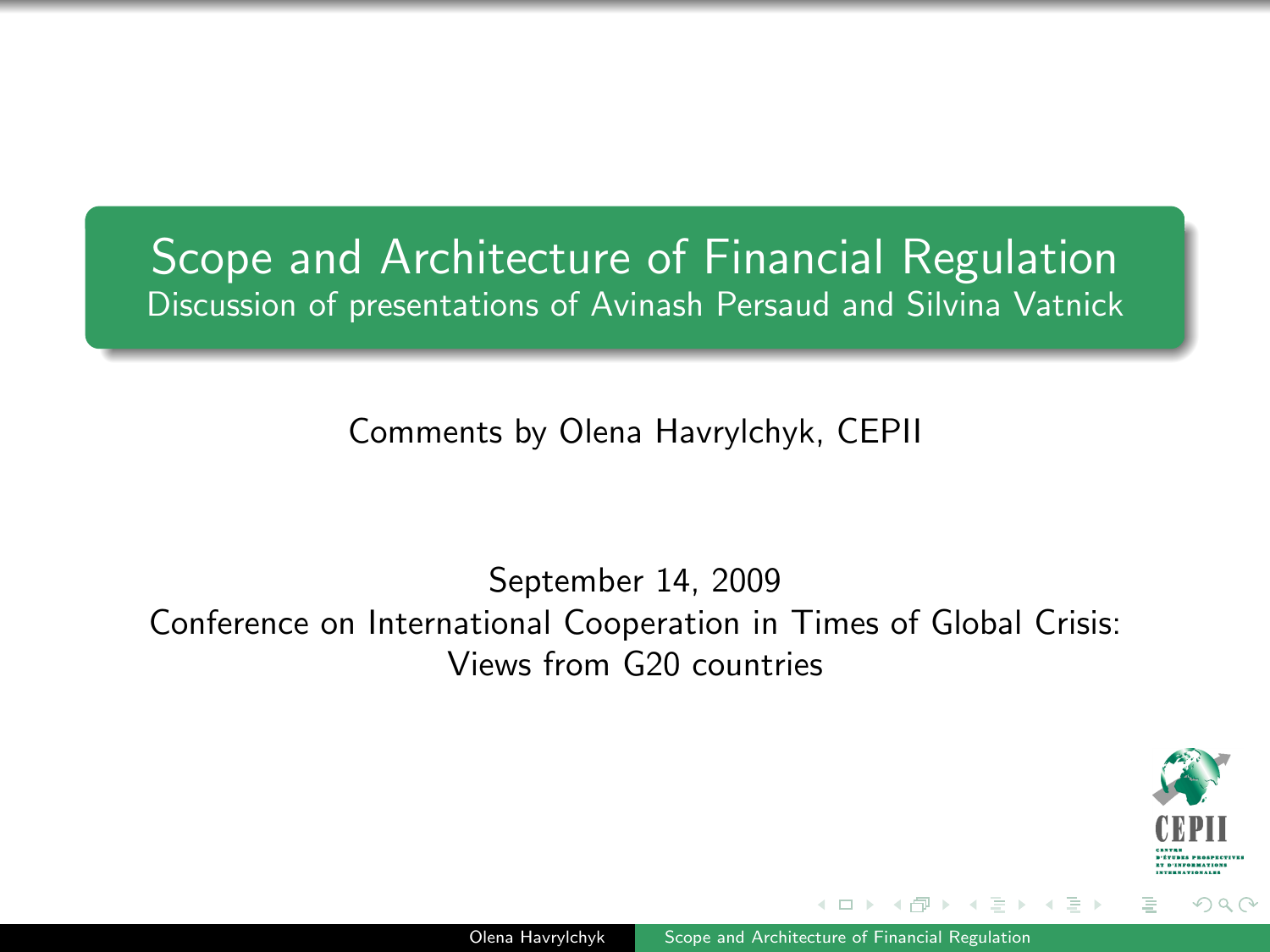# Scope and Architecture of Financial Regulation

## Discussion of presentations of Avinash Persaud and Silvina Vatnick

Comments by Olena Havrylchyk, CEPII

September 14, 2009

Conference on International Cooperation in Times of Global Crisis: Views from G20 countries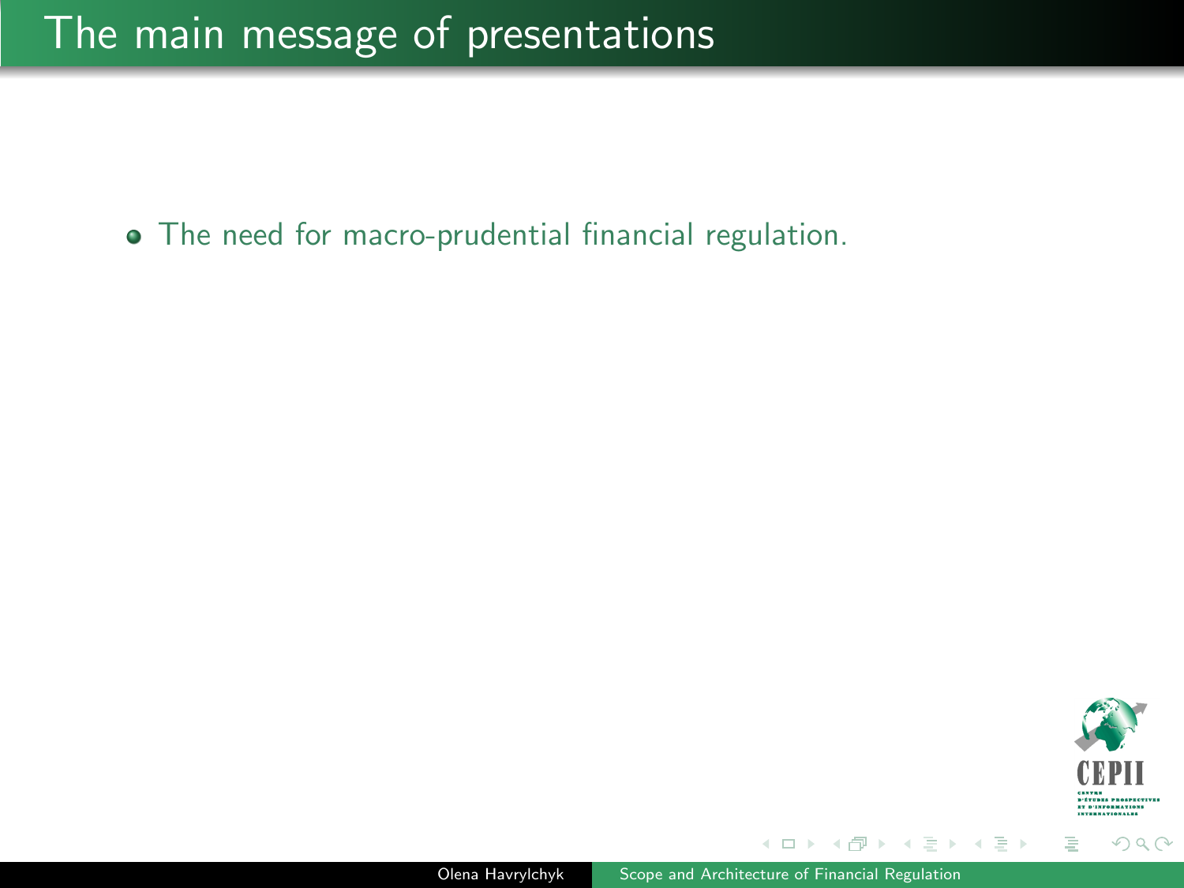# The main message of presentations

- The need for macro-prudential financial regulation.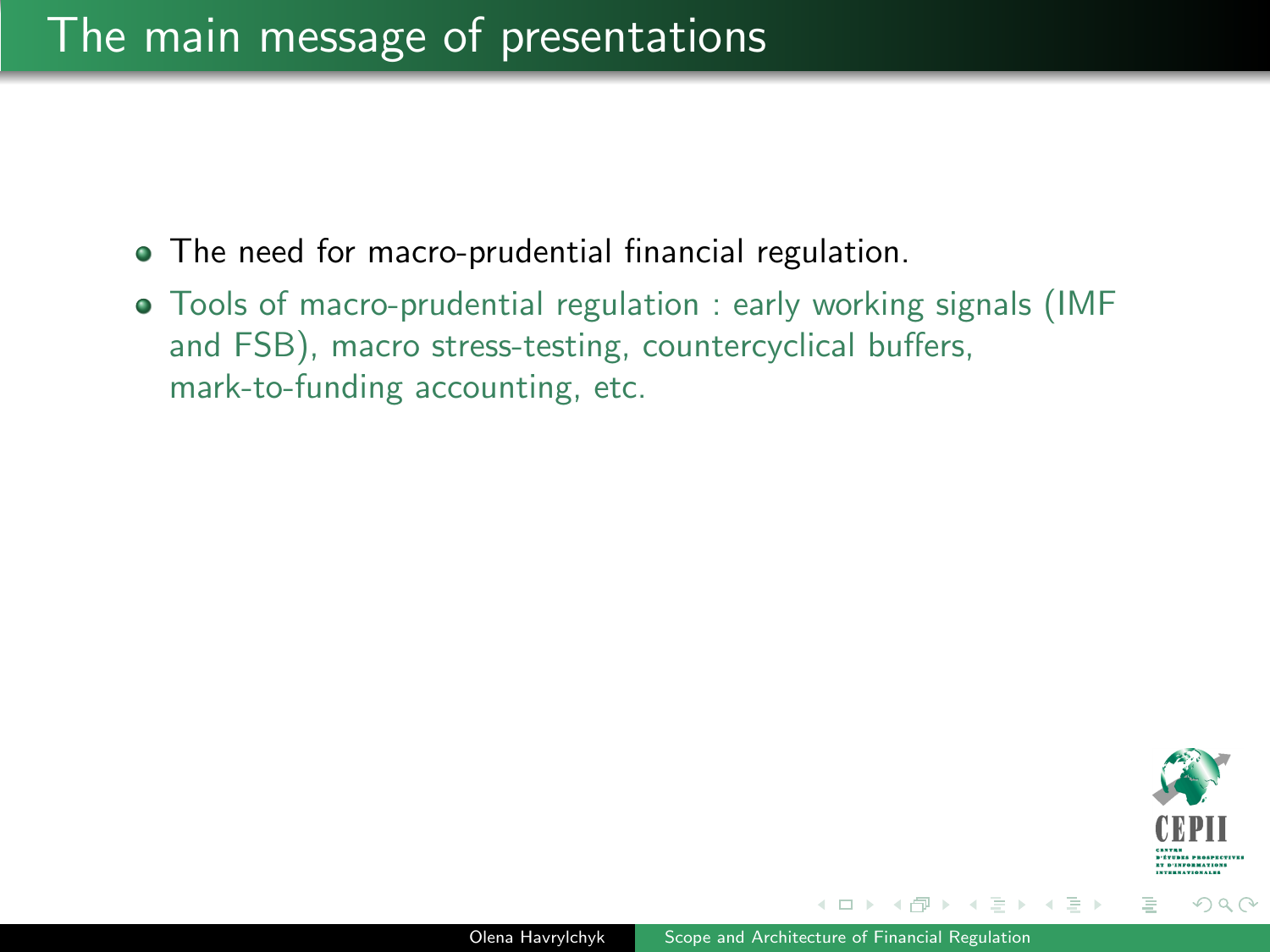# The main message of presentations

- The need for macro-prudential financial regulation.
- Tools of macro-prudential regulation : early working signals (IMF and FSB), macro stress-testing, countercyclical buffers, mark-to-funding accounting, etc.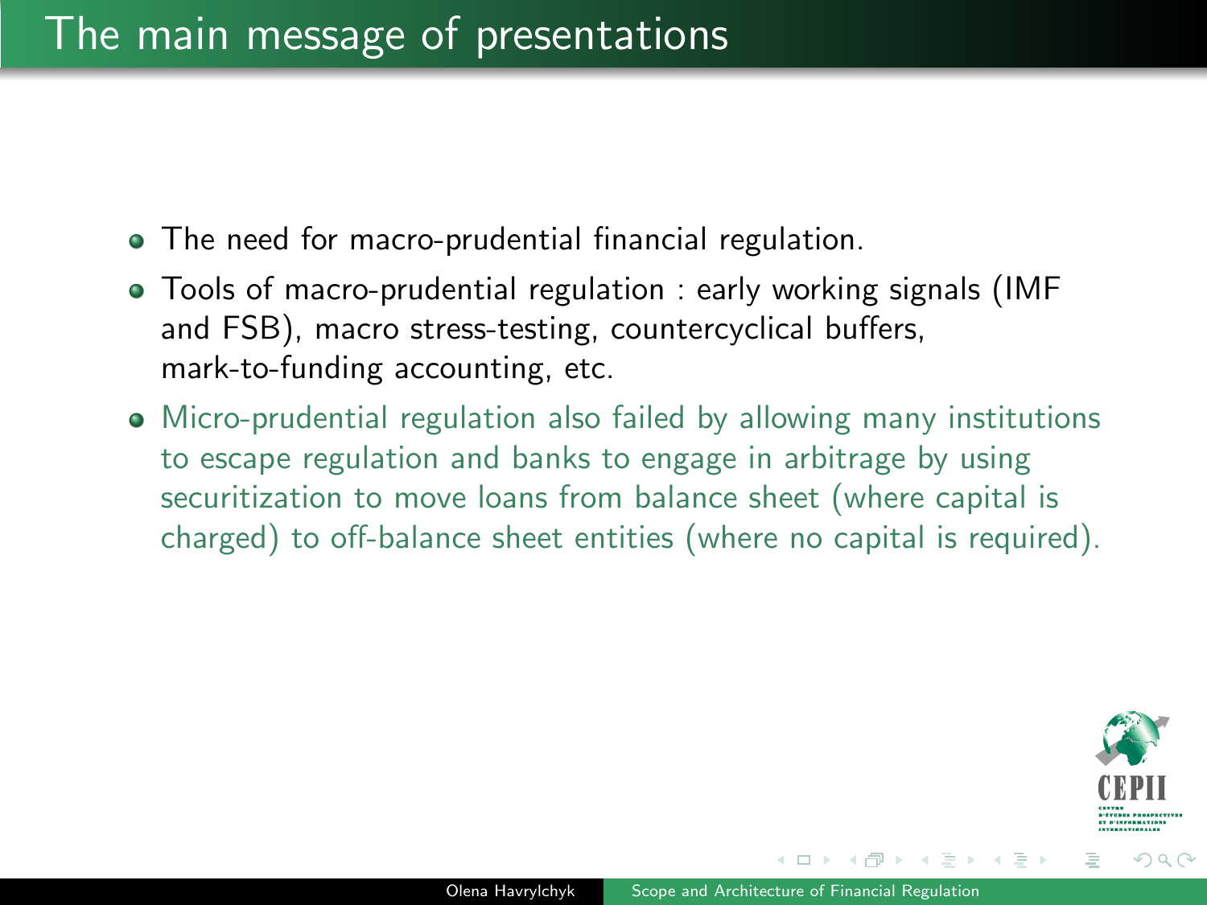# The main message of presentations

- The need for macro-prudential financial regulation.
- Tools of macro-prudential regulation : early working signals (IMF and FSB), macro stress-testing, countercyclical buffers, mark-to-funding accounting, etc.
- Micro-prudential regulation also failed by allowing many institutions to escape regulation and banks to engage in arbitrage by using securitization to move loans from balance sheet (where capital is charged) to off-balance sheet entities (where no capital is required).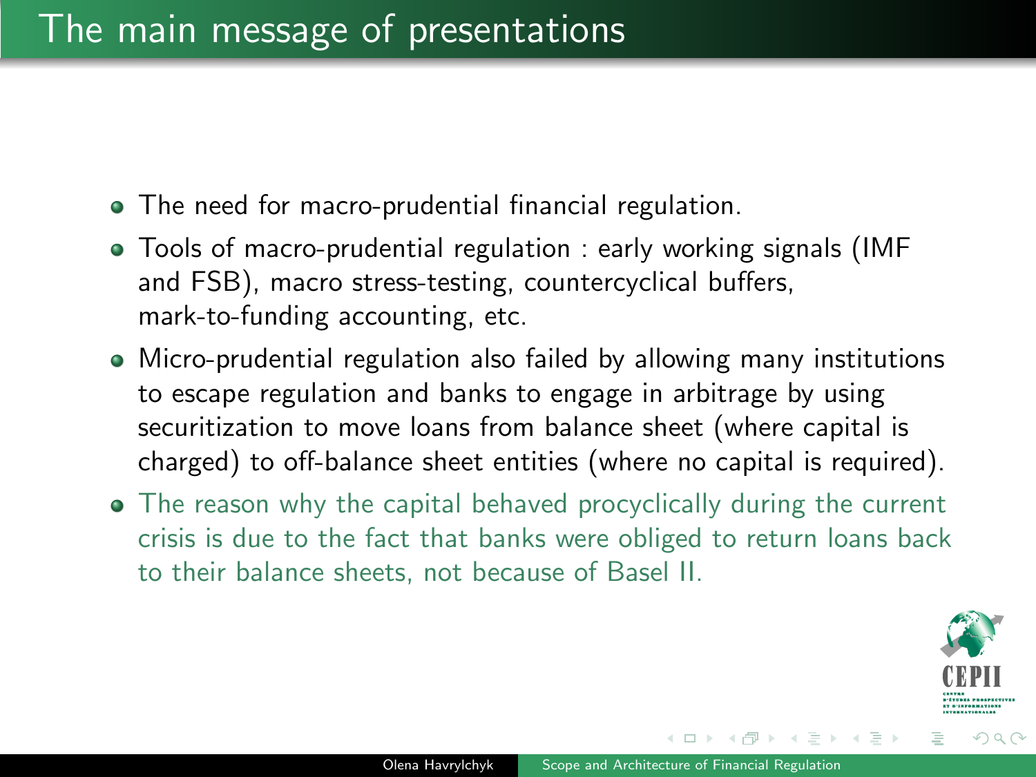# The main message of presentations

- The need for macro-prudential financial regulation.
- Tools of macro-prudential regulation : early working signals (IMF and FSB), macro stress-testing, countercyclical buffers, mark-to-funding accounting, etc.
- Micro-prudential regulation also failed by allowing many institutions to escape regulation and banks to engage in arbitrage by using securitization to move loans from balance sheet (where capital is charged) to off-balance sheet entities (where no capital is required).
- The reason why the capital behaved procyclically during the current crisis is due to the fact that banks were obliged to return loans back to their balance sheets, not because of Basel II.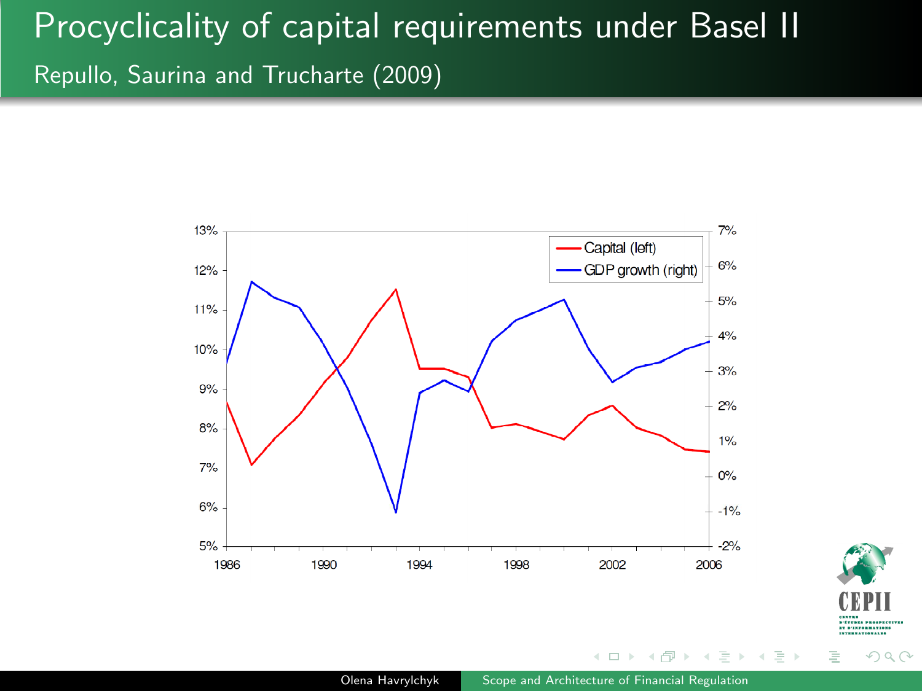# Procyclicality of capital requirements under Basel II

## Repullo, Saurina and Trucharte (2009)

Capital (left)

GDP growth (right)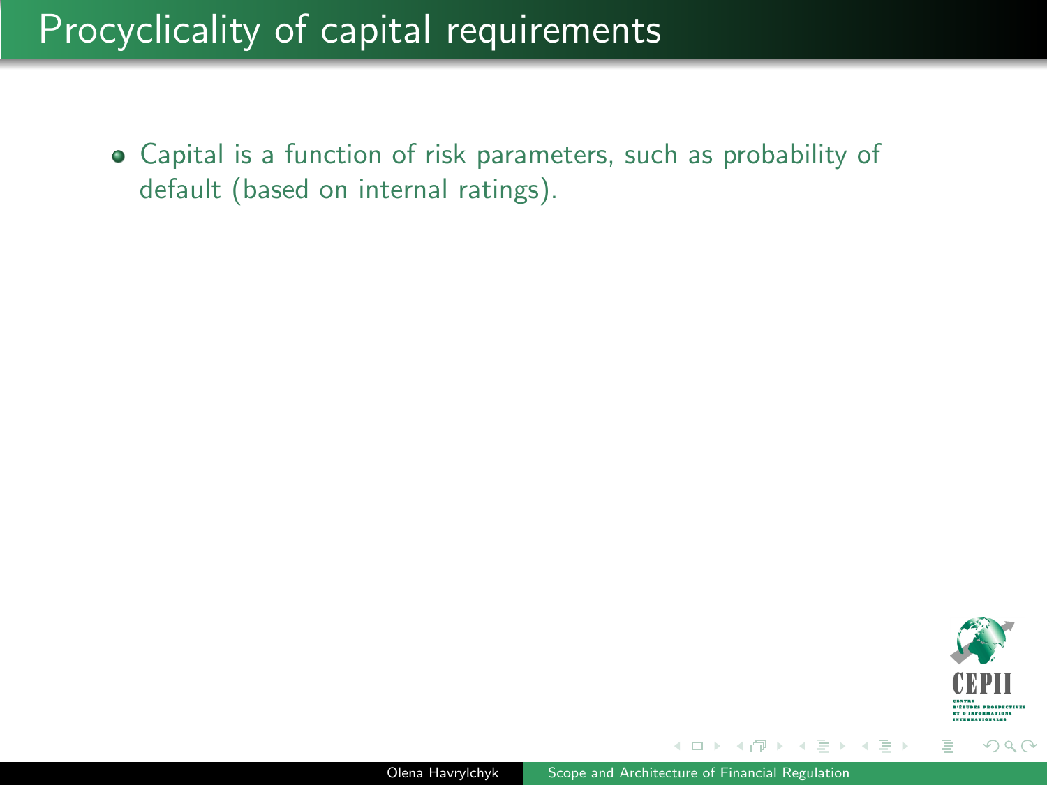# Procyclicality of capital requirements

- Capital is a function of risk parameters, such as probability of default (based on internal ratings).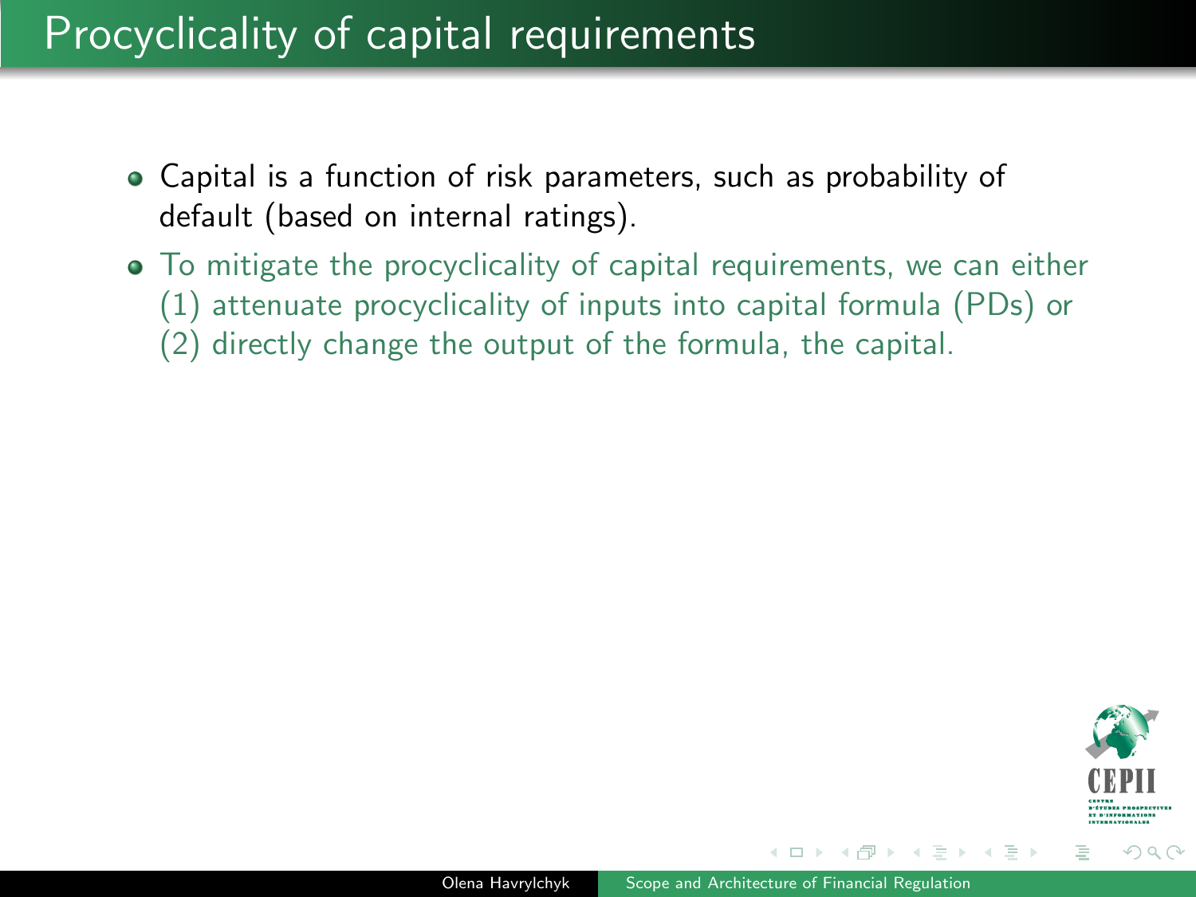# Procyclicality of capital requirements

- Capital is a function of risk parameters, such as probability of default (based on internal ratings).
- To mitigate the procyclicality of capital requirements, we can either (1) attenuate procyclicality of inputs into capital formula (PDs) or (2) directly change the output of the formula, the capital.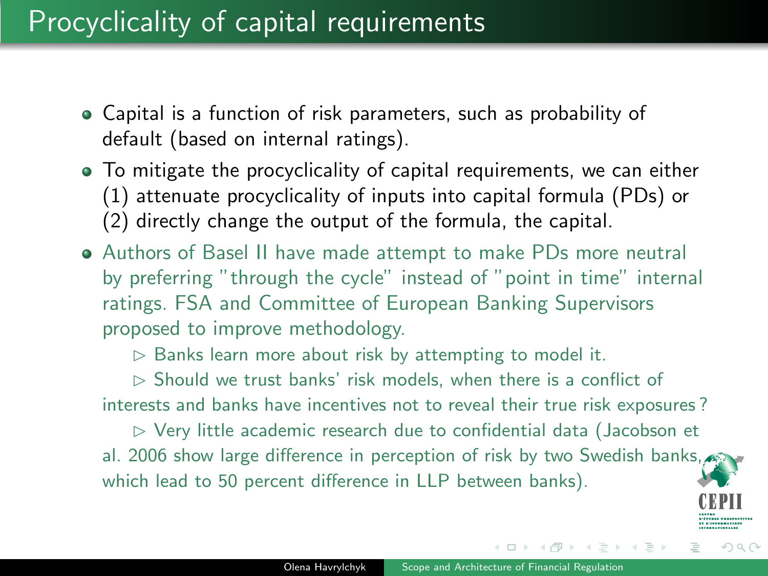# Procyclicality of capital requirements

- Capital is a function of risk parameters, such as probability of default (based on internal ratings).
- To mitigate the procyclicality of capital requirements, we can either (1) attenuate procyclicality of inputs into capital formula (PDs) or (2) directly change the output of the formula, the capital.
- Authors of Basel II have made attempt to make PDs more neutral by preferring "through the cycle" instead of "point in time" internal ratings. FSA and Committee of European Banking Supervisors proposed to improve methodology.

  ▷ Banks learn more about risk by attempting to model it.

  ▷ Should we trust banks' risk models, when there is a conflict of interests and banks have incentives not to reveal their true risk exposures?

  ▷ Very little academic research due to confidential data (Jacobson et al. 2006 show large difference in perception of risk by two Swedish banks, which lead to 50 percent difference in LLP between banks).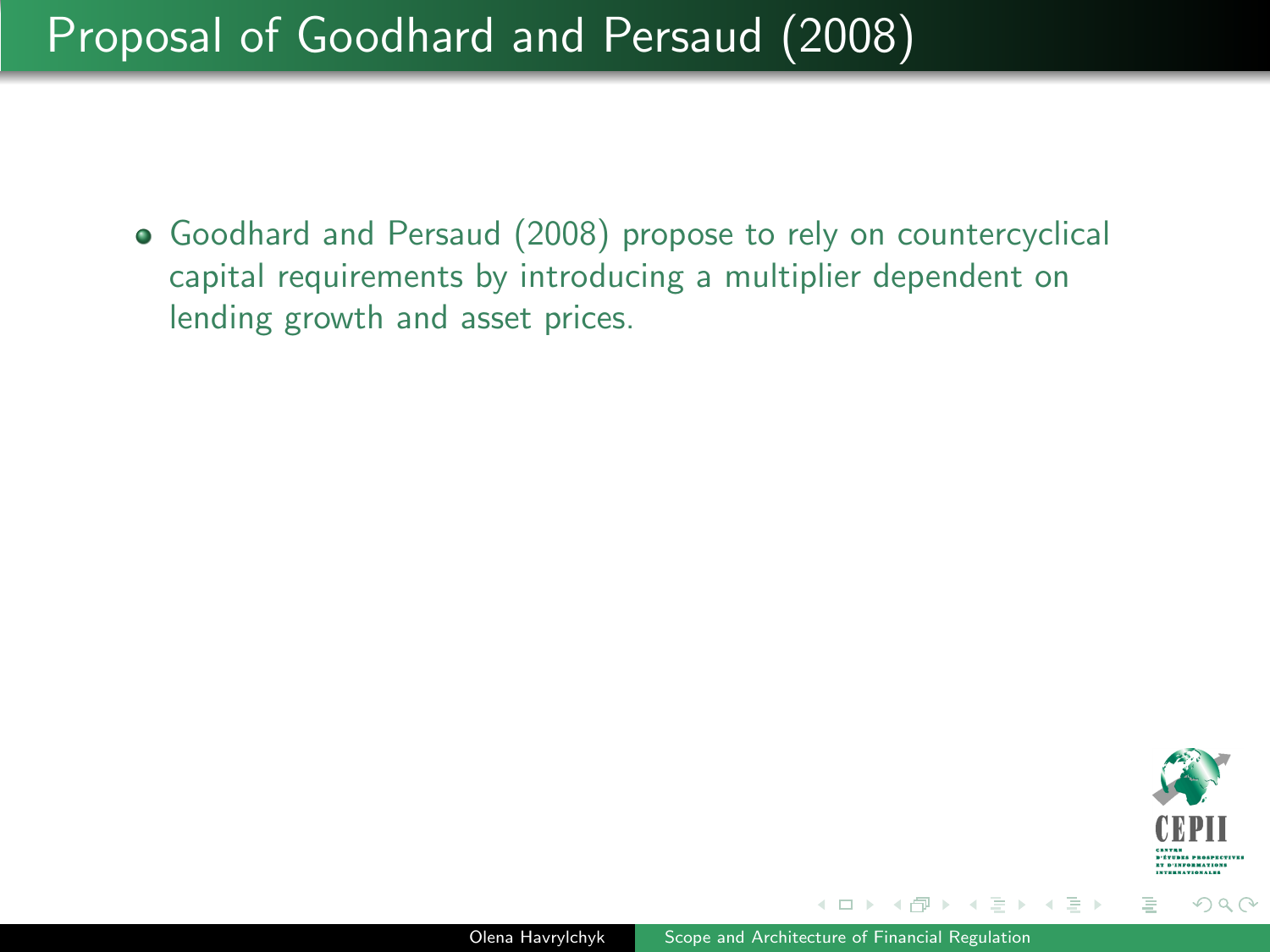# Proposal of Goodhard and Persaud (2008)

- Goodhard and Persaud (2008) propose to rely on countercyclical capital requirements by introducing a multiplier dependent on lending growth and asset prices.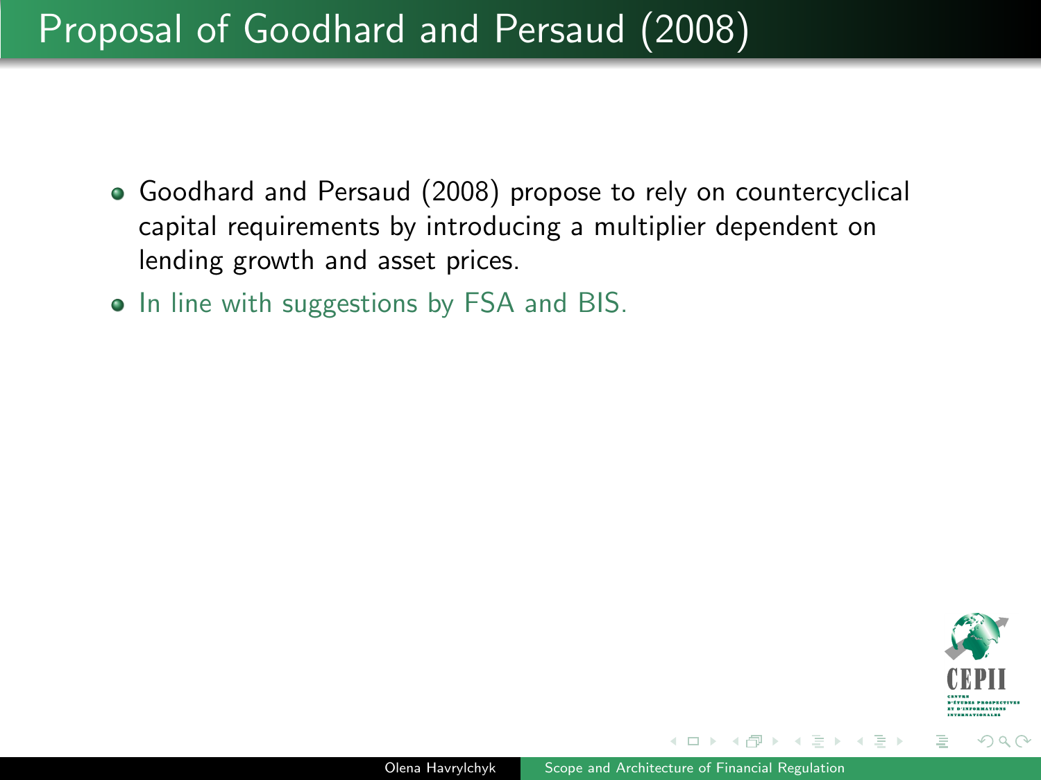# Proposal of Goodhard and Persaud (2008)

- Goodhard and Persaud (2008) propose to rely on countercyclical capital requirements by introducing a multiplier dependent on lending growth and asset prices.
- In line with suggestions by FSA and BIS.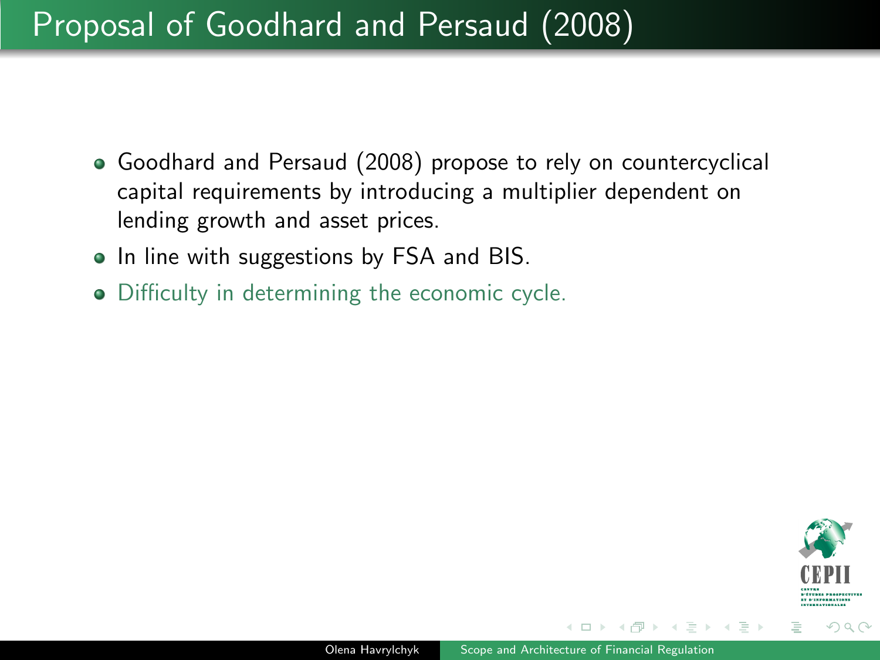# Proposal of Goodhard and Persaud (2008)

- Goodhard and Persaud (2008) propose to rely on countercyclical capital requirements by introducing a multiplier dependent on lending growth and asset prices.
- In line with suggestions by FSA and BIS.
- Difficulty in determining the economic cycle.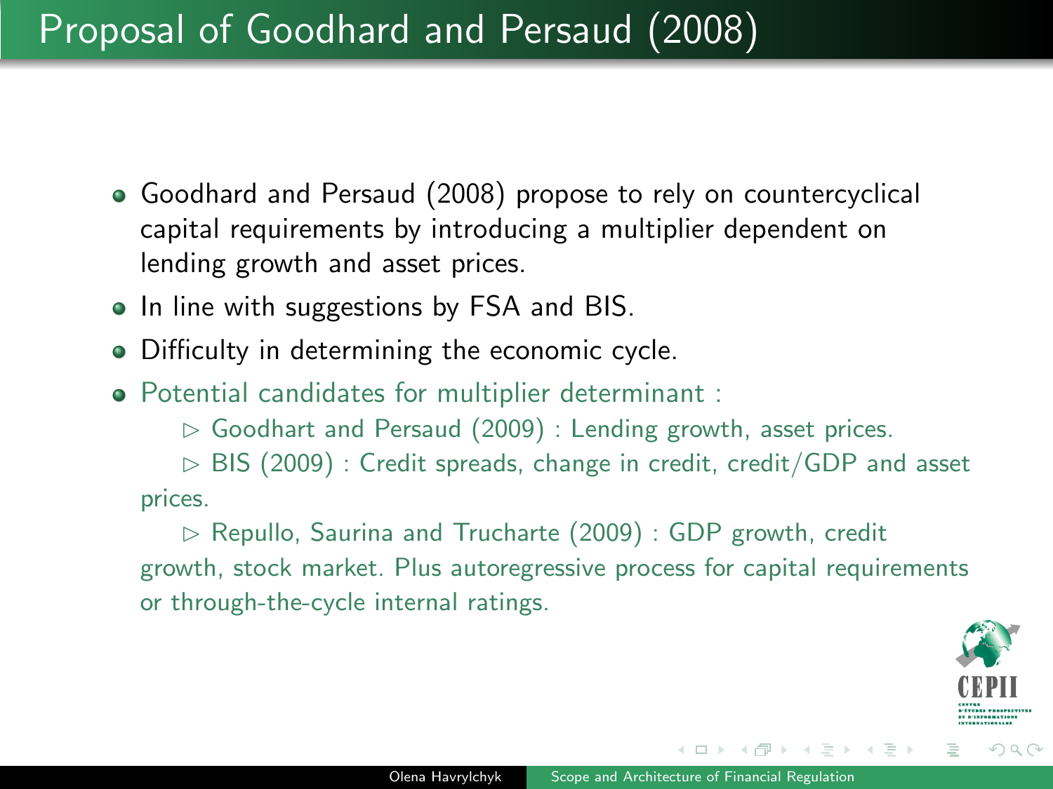# Proposal of Goodhard and Persaud (2008)

- Goodhard and Persaud (2008) propose to rely on countercyclical capital requirements by introducing a multiplier dependent on lending growth and asset prices.
- In line with suggestions by FSA and BIS.
- Difficulty in determining the economic cycle.
- Potential candidates for multiplier determinant :
  - ▷ Goodhart and Persaud (2009) : Lending growth, asset prices.
  - ▷ BIS (2009) : Credit spreads, change in credit, credit/GDP and asset prices.
  - ▷ Repullo, Saurina and Trucharte (2009) : GDP growth, credit growth, stock market. Plus autoregressive process for capital requirements or through-the-cycle internal ratings.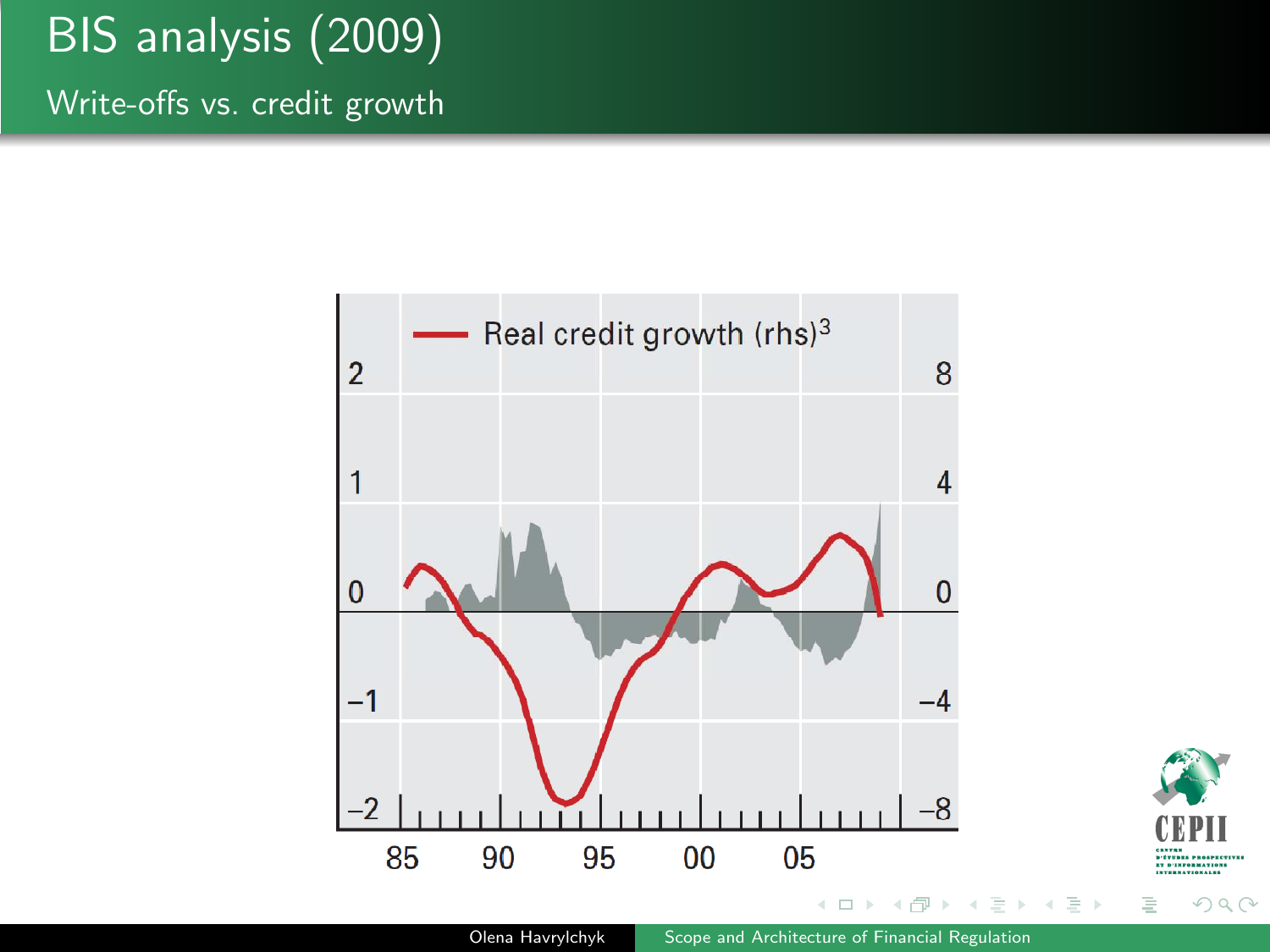# BIS analysis (2009)

## Write-offs vs. credit growth

Real credit growth (rhs)[3]

| Left axis | Right axis |
| --- | --- |
| 2 | 8 |
| 1 | 4 |
| 0 | 0 |
| –1 | –4 |
| –2 | –8 |

85 90 95 00 05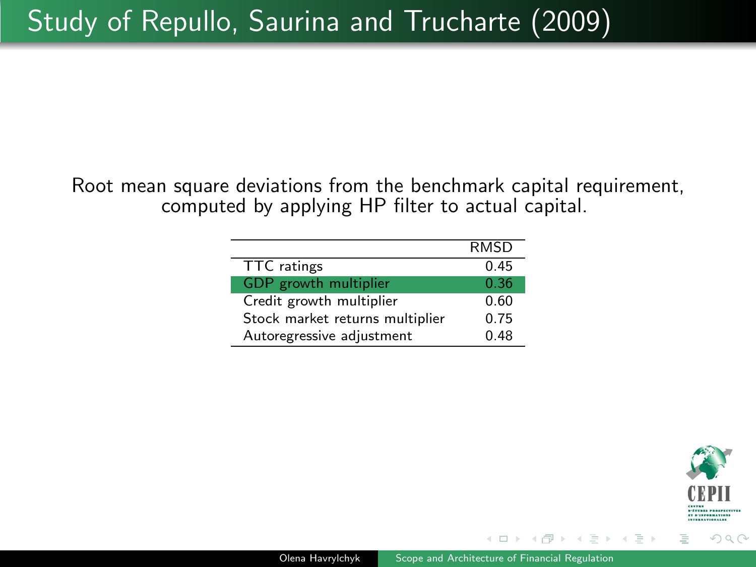# Study of Repullo, Saurina and Trucharte (2009)

Root mean square deviations from the benchmark capital requirement, computed by applying HP filter to actual capital.

| | RMSD |
|---|---|
| TTC ratings | 0.45 |
| GDP growth multiplier | 0.36 |
| Credit growth multiplier | 0.60 |
| Stock market returns multiplier | 0.75 |
| Autoregressive adjustment | 0.48 |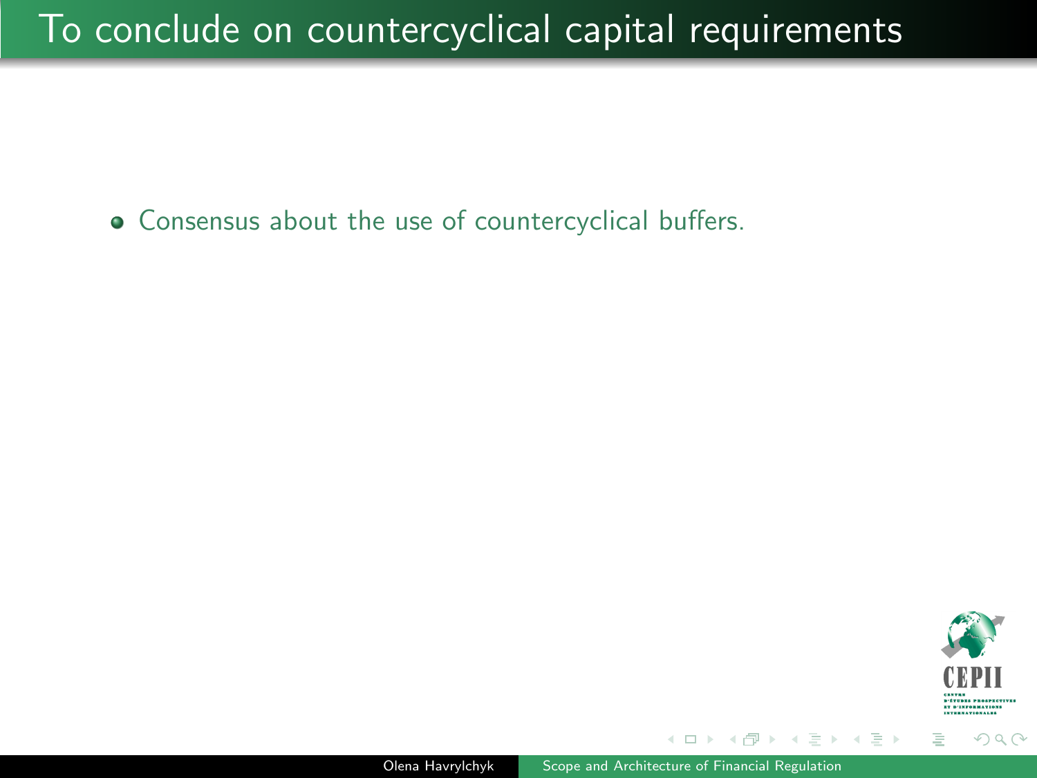# To conclude on countercyclical capital requirements

- Consensus about the use of countercyclical buffers.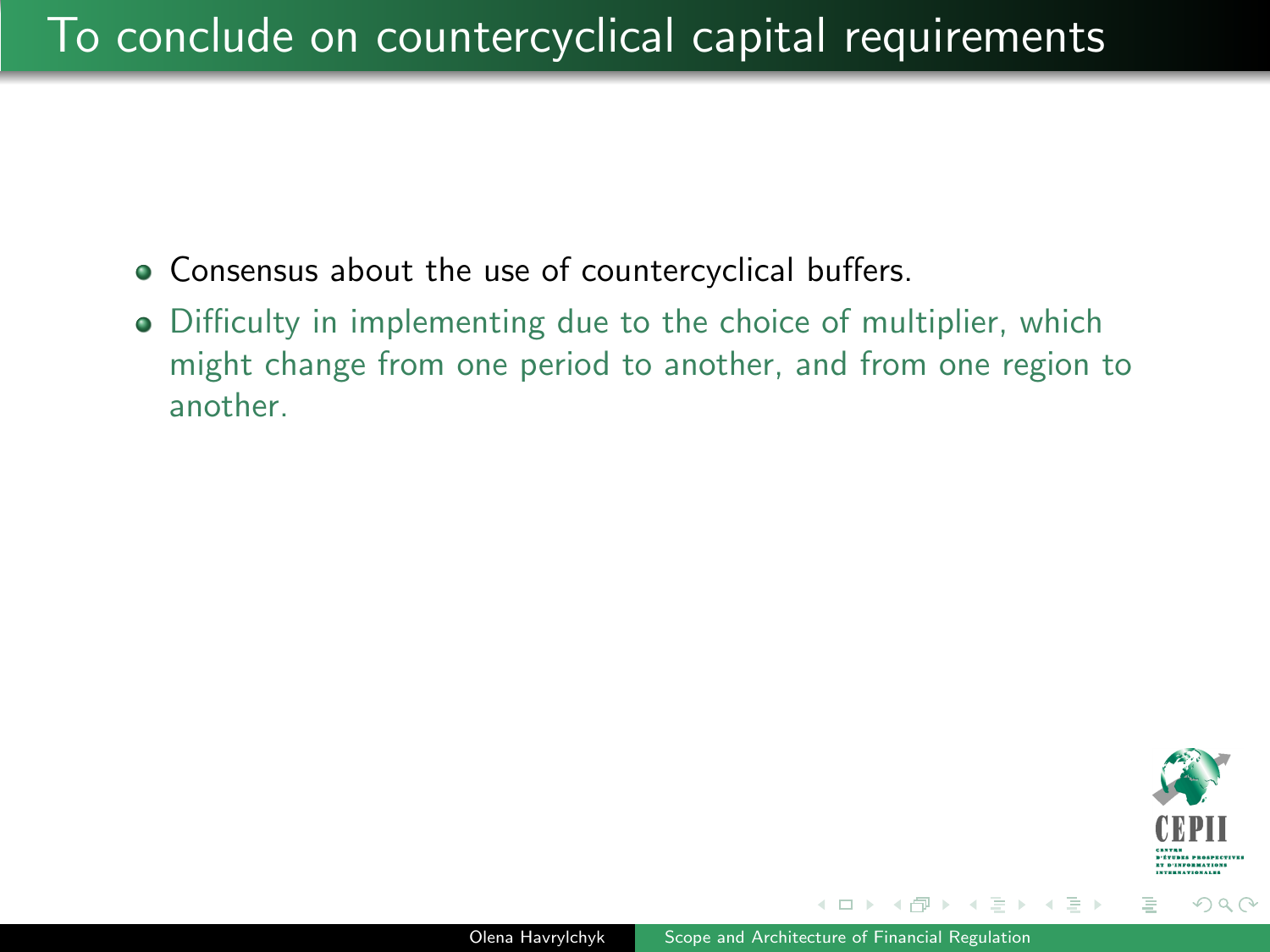# To conclude on countercyclical capital requirements

- Consensus about the use of countercyclical buffers.
- Difficulty in implementing due to the choice of multiplier, which might change from one period to another, and from one region to another.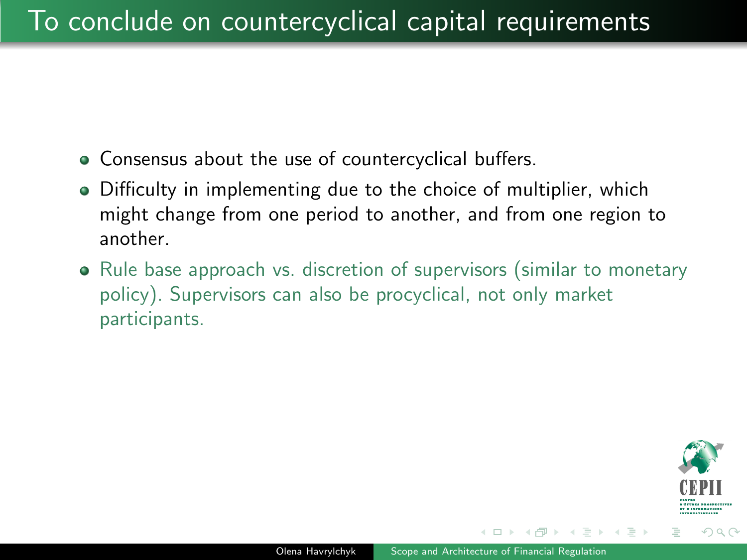# To conclude on countercyclical capital requirements

- Consensus about the use of countercyclical buffers.
- Difficulty in implementing due to the choice of multiplier, which might change from one period to another, and from one region to another.
- Rule base approach vs. discretion of supervisors (similar to monetary policy). Supervisors can also be procyclical, not only market participants.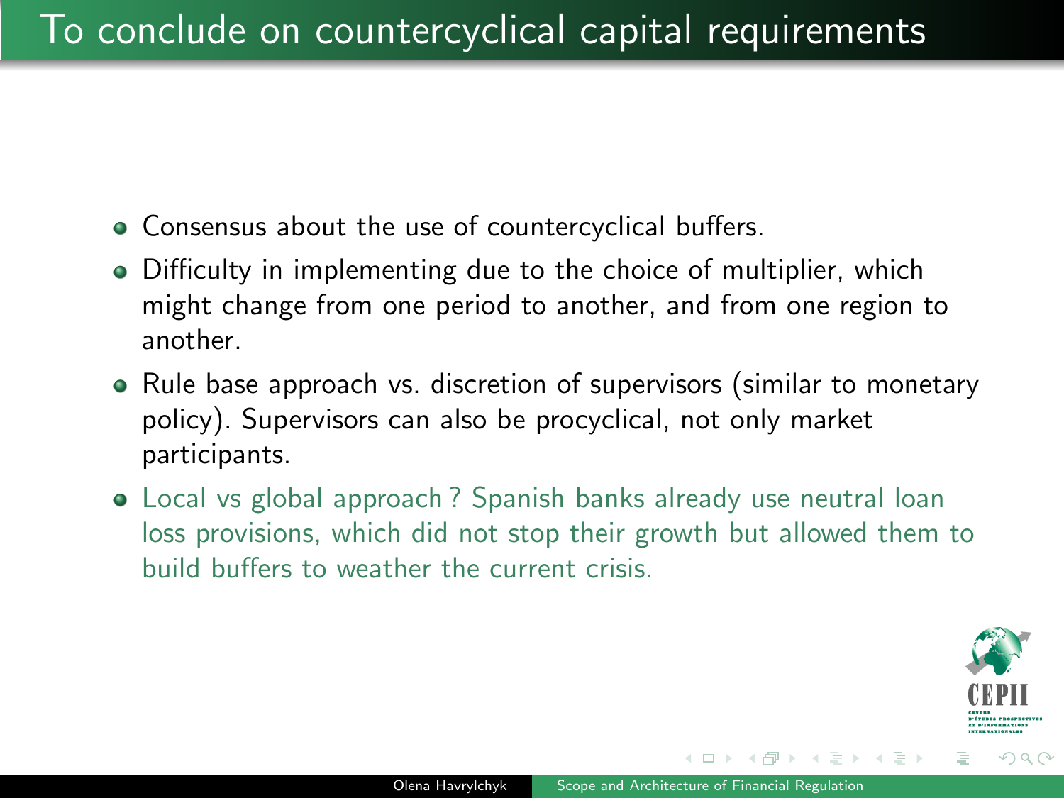# To conclude on countercyclical capital requirements

- Consensus about the use of countercyclical buffers.
- Difficulty in implementing due to the choice of multiplier, which might change from one period to another, and from one region to another.
- Rule base approach vs. discretion of supervisors (similar to monetary policy). Supervisors can also be procyclical, not only market participants.
- Local vs global approach ? Spanish banks already use neutral loan loss provisions, which did not stop their growth but allowed them to build buffers to weather the current crisis.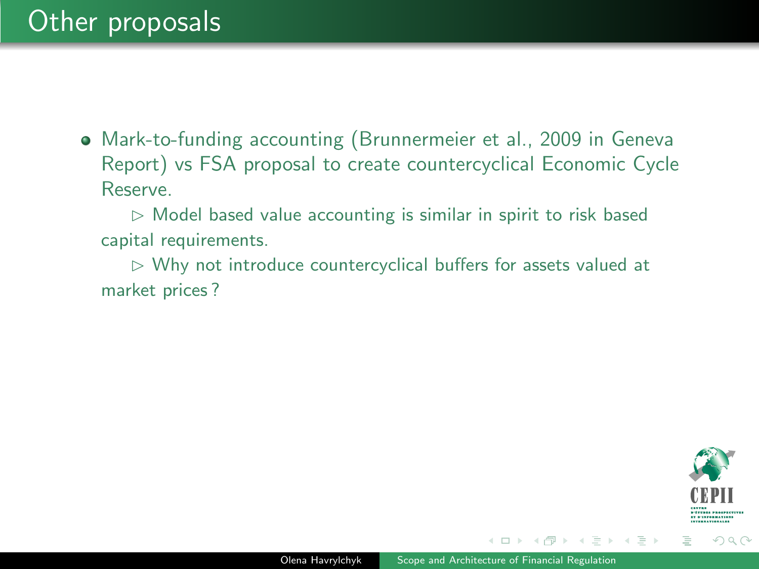# Other proposals

- Mark-to-funding accounting (Brunnermeier et al., 2009 in Geneva Report) vs FSA proposal to create countercyclical Economic Cycle Reserve.

  ▷ Model based value accounting is similar in spirit to risk based capital requirements.

  ▷ Why not introduce countercyclical buffers for assets valued at market prices ?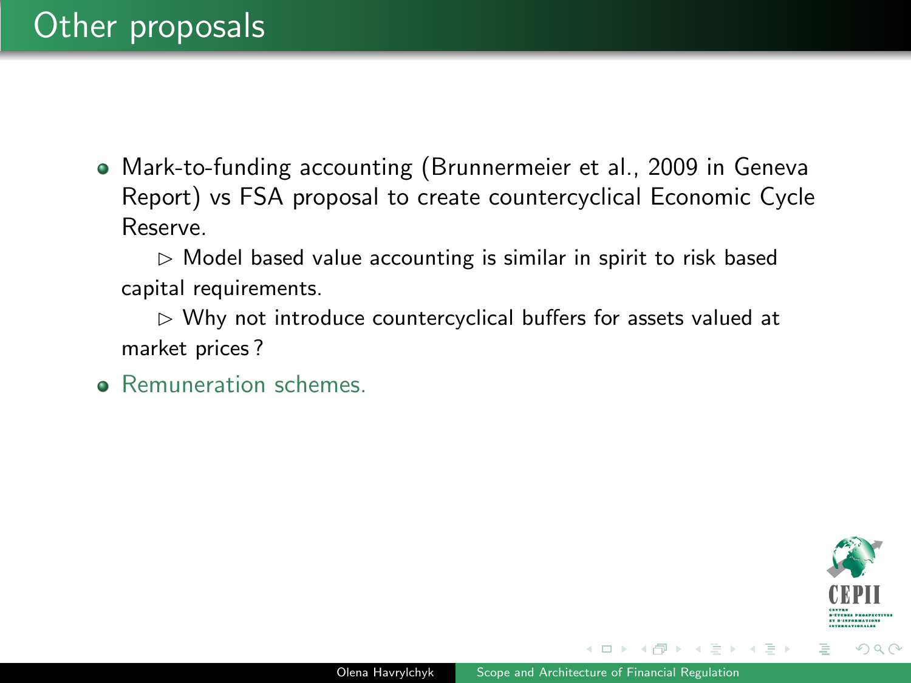# Other proposals

- Mark-to-funding accounting (Brunnermeier et al., 2009 in Geneva Report) vs FSA proposal to create countercyclical Economic Cycle Reserve.

  ▷ Model based value accounting is similar in spirit to risk based capital requirements.

  ▷ Why not introduce countercyclical buffers for assets valued at market prices ?

- Remuneration schemes.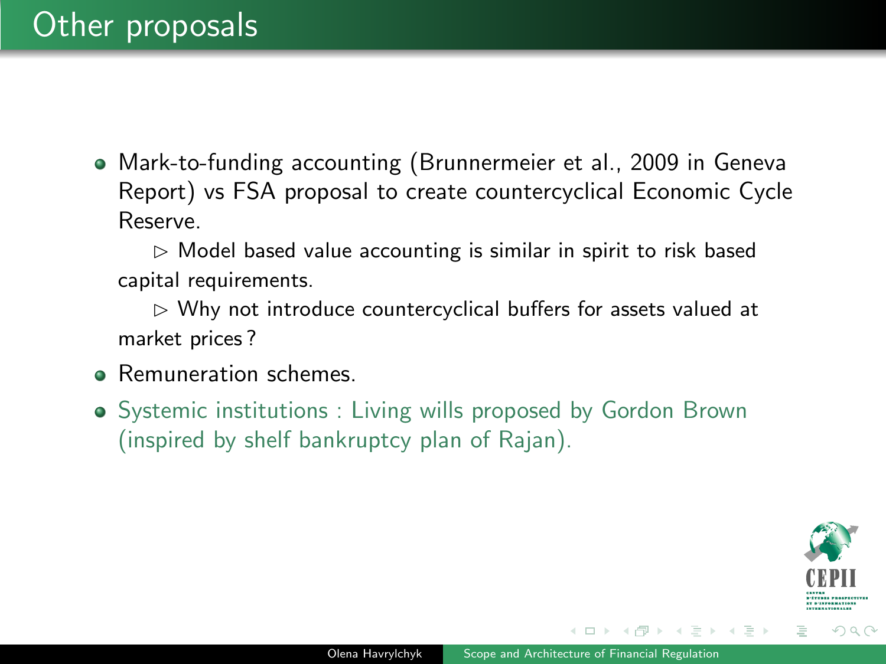# Other proposals

- Mark-to-funding accounting (Brunnermeier et al., 2009 in Geneva Report) vs FSA proposal to create countercyclical Economic Cycle Reserve.

  ▷ Model based value accounting is similar in spirit to risk based capital requirements.

  ▷ Why not introduce countercyclical buffers for assets valued at market prices ?
- Remuneration schemes.
- Systemic institutions : Living wills proposed by Gordon Brown (inspired by shelf bankruptcy plan of Rajan).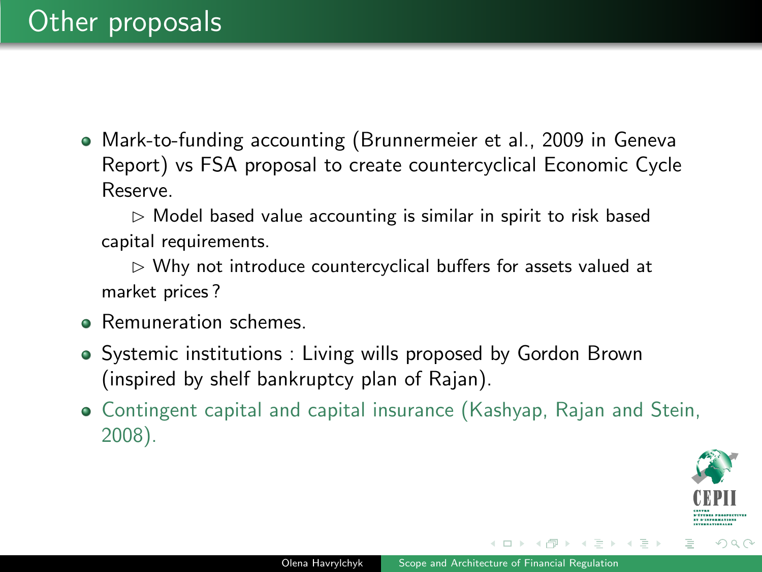# Other proposals

- Mark-to-funding accounting (Brunnermeier et al., 2009 in Geneva Report) vs FSA proposal to create countercyclical Economic Cycle Reserve.

  ▷ Model based value accounting is similar in spirit to risk based capital requirements.

  ▷ Why not introduce countercyclical buffers for assets valued at market prices ?

- Remuneration schemes.
- Systemic institutions : Living wills proposed by Gordon Brown (inspired by shelf bankruptcy plan of Rajan).
- Contingent capital and capital insurance (Kashyap, Rajan and Stein, 2008).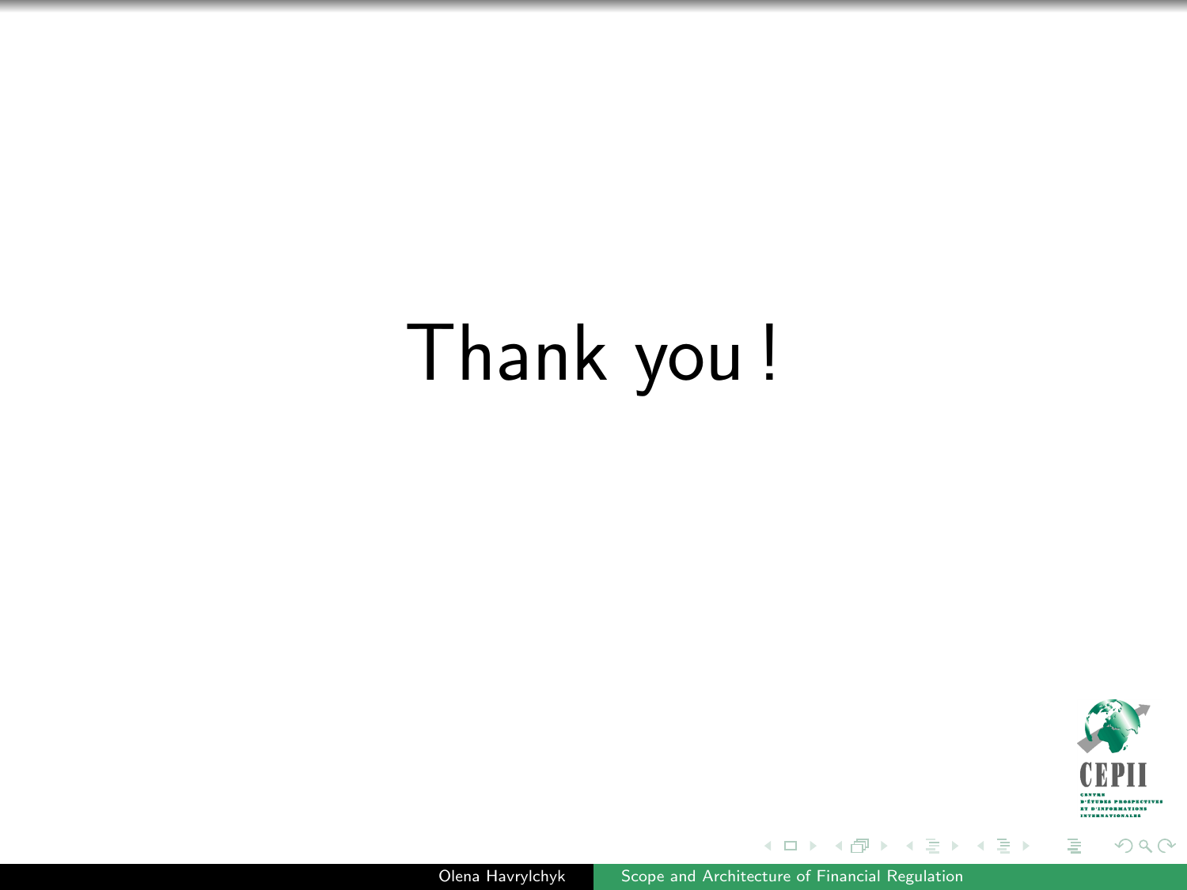Thank you !